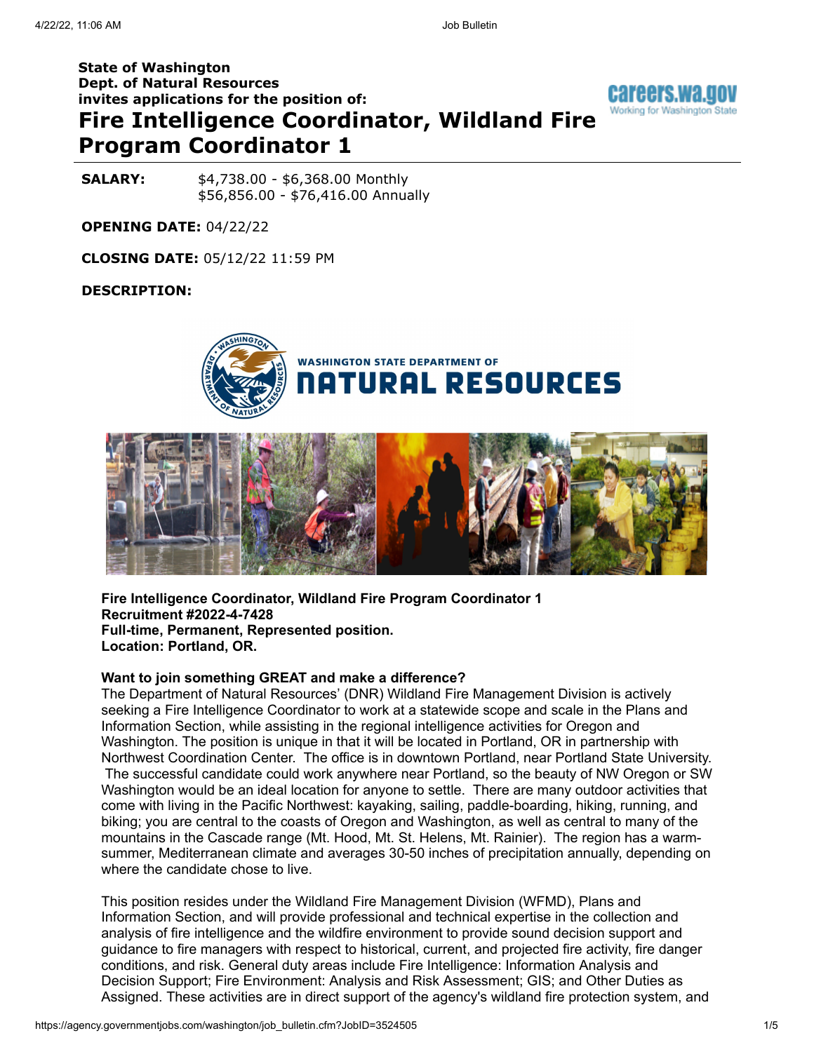**State of Washington**
**Dept. of Natural Resources**
**invites applications for the position of:**

# Fire Intelligence Coordinator, Wildland Fire Program Coordinator 1

**SALARY:** $4,738.00 - $6,368.00 Monthly
$56,856.00 - $76,416.00 Annually

**OPENING DATE:** 04/22/22

**CLOSING DATE:** 05/12/22 11:59 PM

**DESCRIPTION:**

**Fire Intelligence Coordinator, Wildland Fire Program Coordinator 1**
**Recruitment #2022-4-7428**
**Full-time, Permanent, Represented position.**
**Location: Portland, OR.**

**Want to join something GREAT and make a difference?**
The Department of Natural Resources' (DNR) Wildland Fire Management Division is actively seeking a Fire Intelligence Coordinator to work at a statewide scope and scale in the Plans and Information Section, while assisting in the regional intelligence activities for Oregon and Washington. The position is unique in that it will be located in Portland, OR in partnership with Northwest Coordination Center. The office is in downtown Portland, near Portland State University. The successful candidate could work anywhere near Portland, so the beauty of NW Oregon or SW Washington would be an ideal location for anyone to settle. There are many outdoor activities that come with living in the Pacific Northwest: kayaking, sailing, paddle-boarding, hiking, running, and biking; you are central to the coasts of Oregon and Washington, as well as central to many of the mountains in the Cascade range (Mt. Hood, Mt. St. Helens, Mt. Rainier). The region has a warm-summer, Mediterranean climate and averages 30-50 inches of precipitation annually, depending on where the candidate chose to live.

This position resides under the Wildland Fire Management Division (WFMD), Plans and Information Section, and will provide professional and technical expertise in the collection and analysis of fire intelligence and the wildfire environment to provide sound decision support and guidance to fire managers with respect to historical, current, and projected fire activity, fire danger conditions, and risk. General duty areas include Fire Intelligence: Information Analysis and Decision Support; Fire Environment: Analysis and Risk Assessment; GIS; and Other Duties as Assigned. These activities are in direct support of the agency's wildland fire protection system, and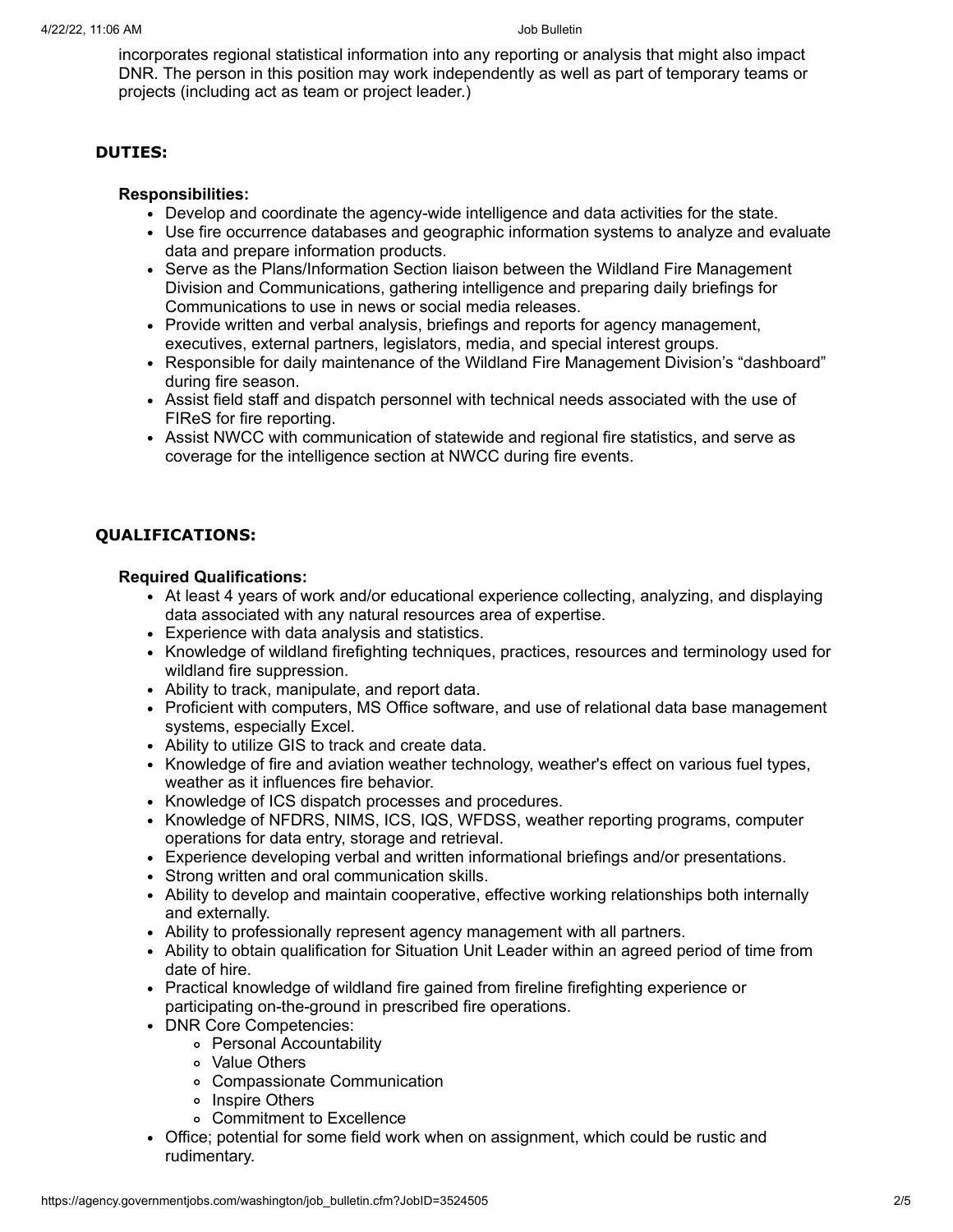incorporates regional statistical information into any reporting or analysis that might also impact DNR. The person in this position may work independently as well as part of temporary teams or projects (including act as team or project leader.)

## DUTIES:

**Responsibilities:**

- Develop and coordinate the agency-wide intelligence and data activities for the state.
- Use fire occurrence databases and geographic information systems to analyze and evaluate data and prepare information products.
- Serve as the Plans/Information Section liaison between the Wildland Fire Management Division and Communications, gathering intelligence and preparing daily briefings for Communications to use in news or social media releases.
- Provide written and verbal analysis, briefings and reports for agency management, executives, external partners, legislators, media, and special interest groups.
- Responsible for daily maintenance of the Wildland Fire Management Division's "dashboard" during fire season.
- Assist field staff and dispatch personnel with technical needs associated with the use of FIReS for fire reporting.
- Assist NWCC with communication of statewide and regional fire statistics, and serve as coverage for the intelligence section at NWCC during fire events.

## QUALIFICATIONS:

**Required Qualifications:**

- At least 4 years of work and/or educational experience collecting, analyzing, and displaying data associated with any natural resources area of expertise.
- Experience with data analysis and statistics.
- Knowledge of wildland firefighting techniques, practices, resources and terminology used for wildland fire suppression.
- Ability to track, manipulate, and report data.
- Proficient with computers, MS Office software, and use of relational data base management systems, especially Excel.
- Ability to utilize GIS to track and create data.
- Knowledge of fire and aviation weather technology, weather's effect on various fuel types, weather as it influences fire behavior.
- Knowledge of ICS dispatch processes and procedures.
- Knowledge of NFDRS, NIMS, ICS, IQS, WFDSS, weather reporting programs, computer operations for data entry, storage and retrieval.
- Experience developing verbal and written informational briefings and/or presentations.
- Strong written and oral communication skills.
- Ability to develop and maintain cooperative, effective working relationships both internally and externally.
- Ability to professionally represent agency management with all partners.
- Ability to obtain qualification for Situation Unit Leader within an agreed period of time from date of hire.
- Practical knowledge of wildland fire gained from fireline firefighting experience or participating on-the-ground in prescribed fire operations.
- DNR Core Competencies:
    - Personal Accountability
    - Value Others
    - Compassionate Communication
    - Inspire Others
    - Commitment to Excellence
- Office; potential for some field work when on assignment, which could be rustic and rudimentary.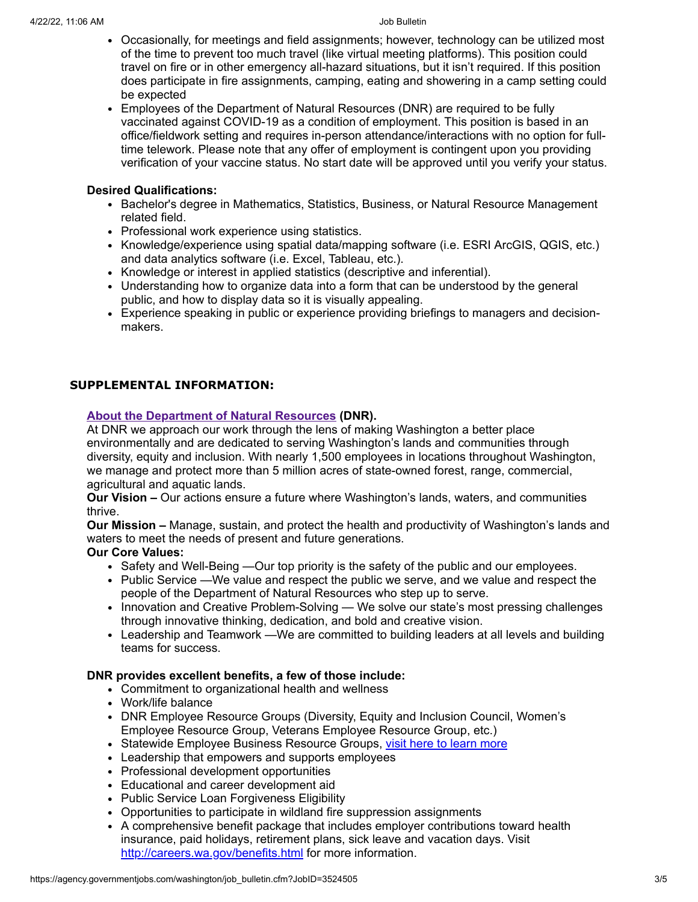- Occasionally, for meetings and field assignments; however, technology can be utilized most of the time to prevent too much travel (like virtual meeting platforms). This position could travel on fire or in other emergency all-hazard situations, but it isn't required. If this position does participate in fire assignments, camping, eating and showering in a camp setting could be expected
- Employees of the Department of Natural Resources (DNR) are required to be fully vaccinated against COVID-19 as a condition of employment. This position is based in an office/fieldwork setting and requires in-person attendance/interactions with no option for full-time telework. Please note that any offer of employment is contingent upon you providing verification of your vaccine status. No start date will be approved until you verify your status.

**Desired Qualifications:**

- Bachelor's degree in Mathematics, Statistics, Business, or Natural Resource Management related field.
- Professional work experience using statistics.
- Knowledge/experience using spatial data/mapping software (i.e. ESRI ArcGIS, QGIS, etc.) and data analytics software (i.e. Excel, Tableau, etc.).
- Knowledge or interest in applied statistics (descriptive and inferential).
- Understanding how to organize data into a form that can be understood by the general public, and how to display data so it is visually appealing.
- Experience speaking in public or experience providing briefings to managers and decision-makers.

## SUPPLEMENTAL INFORMATION:

**About the Department of Natural Resources (DNR).**

At DNR we approach our work through the lens of making Washington a better place environmentally and are dedicated to serving Washington's lands and communities through diversity, equity and inclusion. With nearly 1,500 employees in locations throughout Washington, we manage and protect more than 5 million acres of state-owned forest, range, commercial, agricultural and aquatic lands.

**Our Vision –** Our actions ensure a future where Washington's lands, waters, and communities thrive.

**Our Mission –** Manage, sustain, and protect the health and productivity of Washington's lands and waters to meet the needs of present and future generations.

**Our Core Values:**

- Safety and Well-Being —Our top priority is the safety of the public and our employees.
- Public Service —We value and respect the public we serve, and we value and respect the people of the Department of Natural Resources who step up to serve.
- Innovation and Creative Problem-Solving — We solve our state's most pressing challenges through innovative thinking, dedication, and bold and creative vision.
- Leadership and Teamwork —We are committed to building leaders at all levels and building teams for success.

**DNR provides excellent benefits, a few of those include:**

- Commitment to organizational health and wellness
- Work/life balance
- DNR Employee Resource Groups (Diversity, Equity and Inclusion Council, Women's Employee Resource Group, Veterans Employee Resource Group, etc.)
- Statewide Employee Business Resource Groups, visit here to learn more
- Leadership that empowers and supports employees
- Professional development opportunities
- Educational and career development aid
- Public Service Loan Forgiveness Eligibility
- Opportunities to participate in wildland fire suppression assignments
- A comprehensive benefit package that includes employer contributions toward health insurance, paid holidays, retirement plans, sick leave and vacation days. Visit http://careers.wa.gov/benefits.html for more information.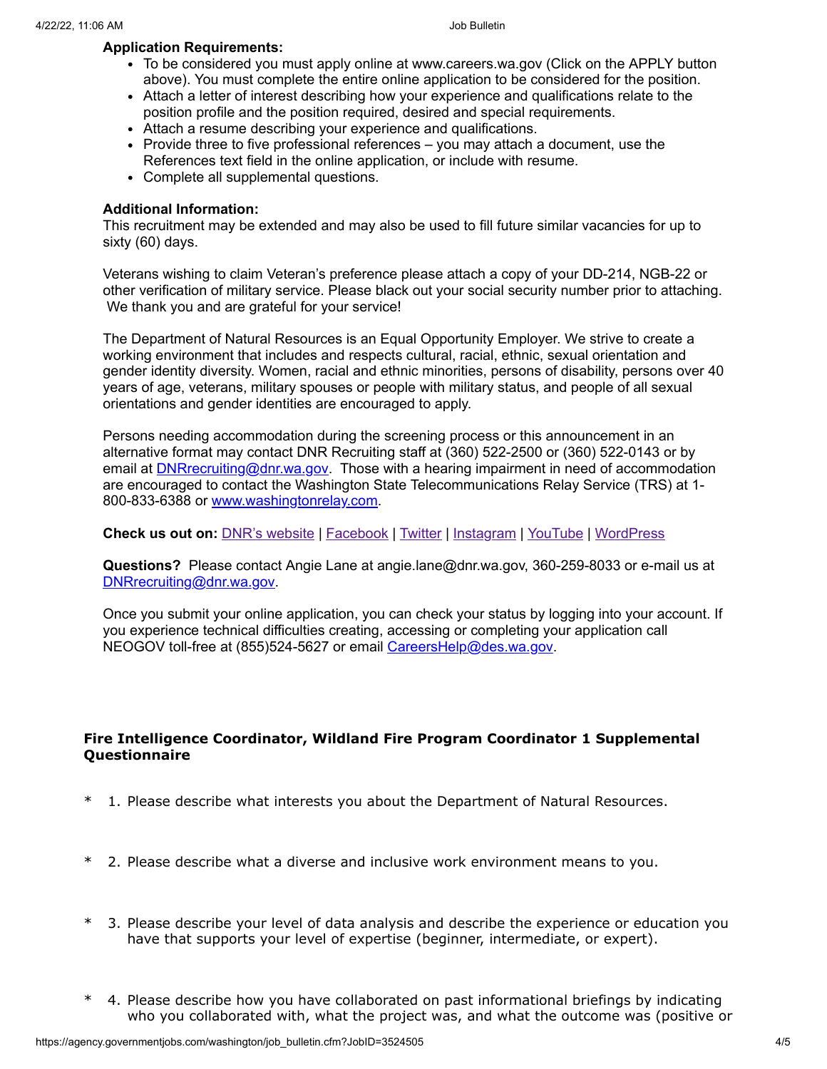**Application Requirements:**

- To be considered you must apply online at www.careers.wa.gov (Click on the APPLY button above). You must complete the entire online application to be considered for the position.
- Attach a letter of interest describing how your experience and qualifications relate to the position profile and the position required, desired and special requirements.
- Attach a resume describing your experience and qualifications.
- Provide three to five professional references – you may attach a document, use the References text field in the online application, or include with resume.
- Complete all supplemental questions.

**Additional Information:**

This recruitment may be extended and may also be used to fill future similar vacancies for up to sixty (60) days.

Veterans wishing to claim Veteran's preference please attach a copy of your DD-214, NGB-22 or other verification of military service. Please black out your social security number prior to attaching. We thank you and are grateful for your service!

The Department of Natural Resources is an Equal Opportunity Employer. We strive to create a working environment that includes and respects cultural, racial, ethnic, sexual orientation and gender identity diversity. Women, racial and ethnic minorities, persons of disability, persons over 40 years of age, veterans, military spouses or people with military status, and people of all sexual orientations and gender identities are encouraged to apply.

Persons needing accommodation during the screening process or this announcement in an alternative format may contact DNR Recruiting staff at (360) 522-2500 or (360) 522-0143 or by email at DNRrecruiting@dnr.wa.gov. Those with a hearing impairment in need of accommodation are encouraged to contact the Washington State Telecommunications Relay Service (TRS) at 1-800-833-6388 or www.washingtonrelay.com.

**Check us out on:** DNR's website | Facebook | Twitter | Instagram | YouTube | WordPress

**Questions?** Please contact Angie Lane at angie.lane@dnr.wa.gov, 360-259-8033 or e-mail us at DNRrecruiting@dnr.wa.gov.

Once you submit your online application, you can check your status by logging into your account. If you experience technical difficulties creating, accessing or completing your application call NEOGOV toll-free at (855)524-5627 or email CareersHelp@des.wa.gov.

## Fire Intelligence Coordinator, Wildland Fire Program Coordinator 1 Supplemental Questionnaire

\* 1. Please describe what interests you about the Department of Natural Resources.

\* 2. Please describe what a diverse and inclusive work environment means to you.

\* 3. Please describe your level of data analysis and describe the experience or education you have that supports your level of expertise (beginner, intermediate, or expert).

\* 4. Please describe how you have collaborated on past informational briefings by indicating who you collaborated with, what the project was, and what the outcome was (positive or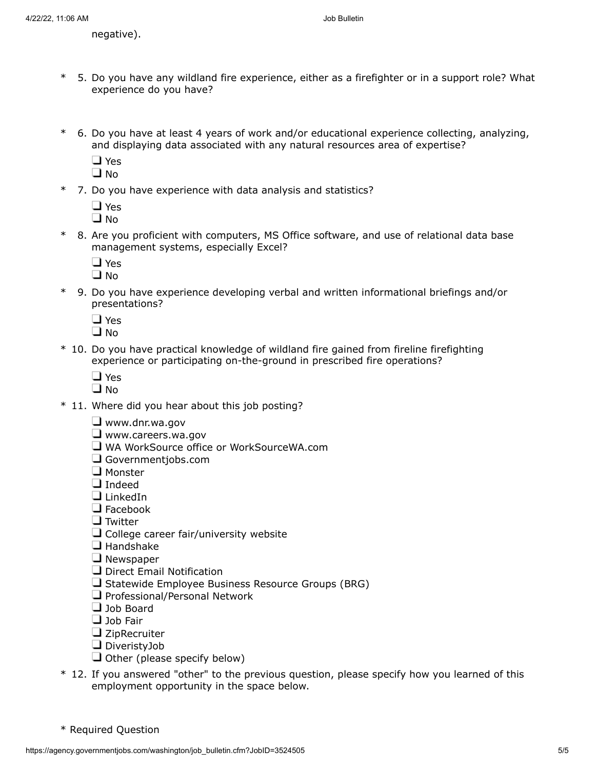negative).

\* 5. Do you have any wildland fire experience, either as a firefighter or in a support role? What experience do you have?

\* 6. Do you have at least 4 years of work and/or educational experience collecting, analyzing, and displaying data associated with any natural resources area of expertise?

- ❑ Yes
- ❑ No

\* 7. Do you have experience with data analysis and statistics?

- ❑ Yes
- ❑ No

\* 8. Are you proficient with computers, MS Office software, and use of relational data base management systems, especially Excel?

- ❑ Yes
- ❑ No

\* 9. Do you have experience developing verbal and written informational briefings and/or presentations?

- ❑ Yes
- ❑ No

\* 10. Do you have practical knowledge of wildland fire gained from fireline firefighting experience or participating on-the-ground in prescribed fire operations?

- ❑ Yes
- ❑ No

\* 11. Where did you hear about this job posting?

- ❑ www.dnr.wa.gov
- ❑ www.careers.wa.gov
- ❑ WA WorkSource office or WorkSourceWA.com
- ❑ Governmentjobs.com
- ❑ Monster
- ❑ Indeed
- ❑ LinkedIn
- ❑ Facebook
- ❑ Twitter
- ❑ College career fair/university website
- ❑ Handshake
- ❑ Newspaper
- ❑ Direct Email Notification
- ❑ Statewide Employee Business Resource Groups (BRG)
- ❑ Professional/Personal Network
- ❑ Job Board
- ❑ Job Fair
- ❑ ZipRecruiter
- ❑ DiveristyJob
- ❑ Other (please specify below)

\* 12. If you answered "other" to the previous question, please specify how you learned of this employment opportunity in the space below.

\* Required Question